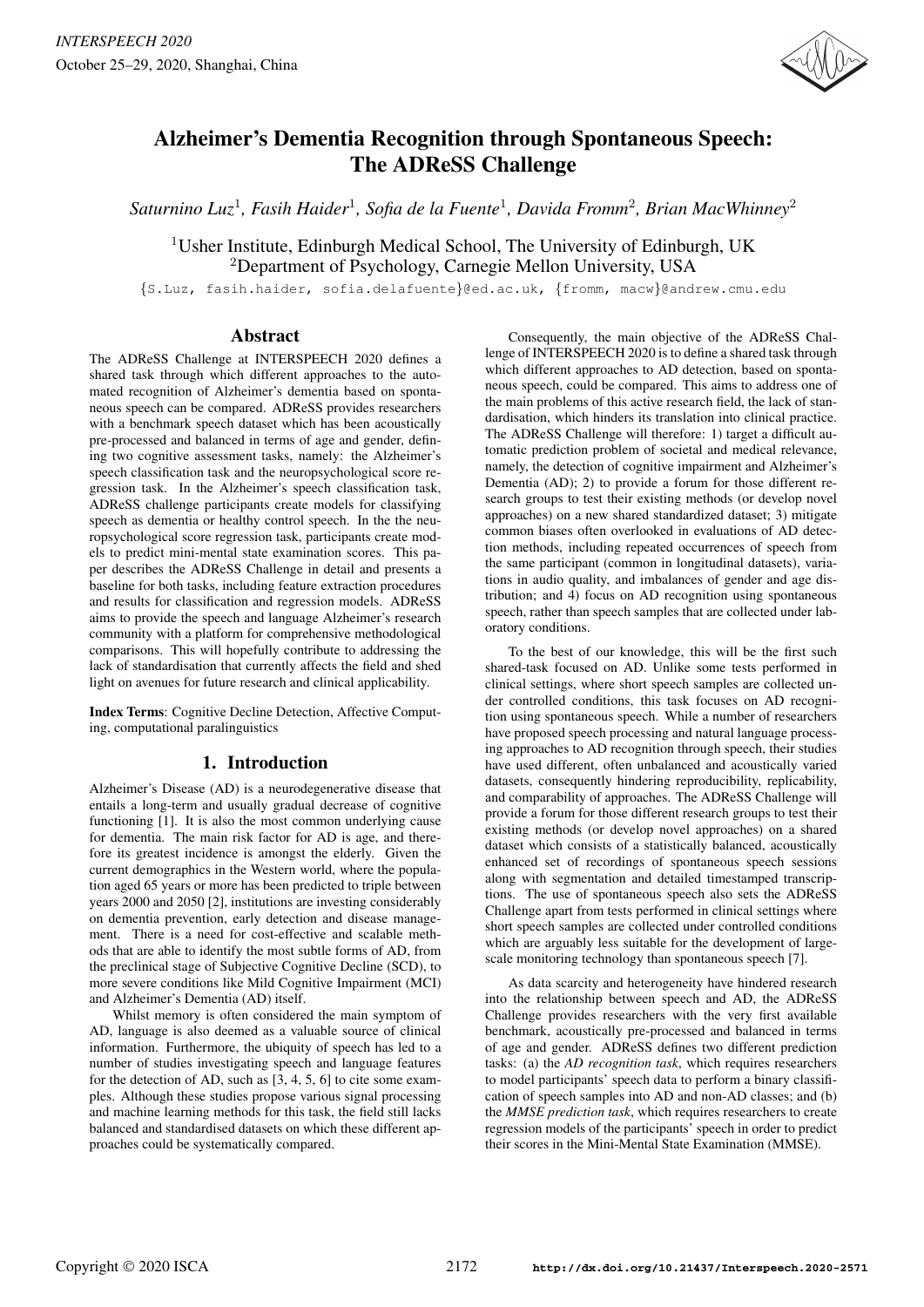# Alzheimer's Dementia Recognition through Spontaneous Speech: The ADReSS Challenge

*Saturnino Luz*[1], *Fasih Haider*[1], *Sofia de la Fuente*[1], *Davida Fromm*[2], *Brian MacWhinney*[2]

[1]Usher Institute, Edinburgh Medical School, The University of Edinburgh, UK
[2]Department of Psychology, Carnegie Mellon University, USA

{S.Luz, fasih.haider, sofia.delafuente}@ed.ac.uk, {fromm, macw}@andrew.cmu.edu

## Abstract

The ADReSS Challenge at INTERSPEECH 2020 defines a shared task through which different approaches to the automated recognition of Alzheimer's dementia based on spontaneous speech can be compared. ADReSS provides researchers with a benchmark speech dataset which has been acoustically pre-processed and balanced in terms of age and gender, defining two cognitive assessment tasks, namely: the Alzheimer's speech classification task and the neuropsychological score regression task. In the Alzheimer's speech classification task, ADReSS challenge participants create models for classifying speech as dementia or healthy control speech. In the the neuropsychological score regression task, participants create models to predict mini-mental state examination scores. This paper describes the ADReSS Challenge in detail and presents a baseline for both tasks, including feature extraction procedures and results for classification and regression models. ADReSS aims to provide the speech and language Alzheimer's research community with a platform for comprehensive methodological comparisons. This will hopefully contribute to addressing the lack of standardisation that currently affects the field and shed light on avenues for future research and clinical applicability.

**Index Terms**: Cognitive Decline Detection, Affective Computing, computational paralinguistics

## 1. Introduction

Alzheimer's Disease (AD) is a neurodegenerative disease that entails a long-term and usually gradual decrease of cognitive functioning [1]. It is also the most common underlying cause for dementia. The main risk factor for AD is age, and therefore its greatest incidence is amongst the elderly. Given the current demographics in the Western world, where the population aged 65 years or more has been predicted to triple between years 2000 and 2050 [2], institutions are investing considerably on dementia prevention, early detection and disease management. There is a need for cost-effective and scalable methods that are able to identify the most subtle forms of AD, from the preclinical stage of Subjective Cognitive Decline (SCD), to more severe conditions like Mild Cognitive Impairment (MCI) and Alzheimer's Dementia (AD) itself.

Whilst memory is often considered the main symptom of AD, language is also deemed as a valuable source of clinical information. Furthermore, the ubiquity of speech has led to a number of studies investigating speech and language features for the detection of AD, such as [3, 4, 5, 6] to cite some examples. Although these studies propose various signal processing and machine learning methods for this task, the field still lacks balanced and standardised datasets on which these different approaches could be systematically compared.

Consequently, the main objective of the ADReSS Challenge of INTERSPEECH 2020 is to define a shared task through which different approaches to AD detection, based on spontaneous speech, could be compared. This aims to address one of the main problems of this active research field, the lack of standardisation, which hinders its translation into clinical practice. The ADReSS Challenge will therefore: 1) target a difficult automatic prediction problem of societal and medical relevance, namely, the detection of cognitive impairment and Alzheimer's Dementia (AD); 2) to provide a forum for those different research groups to test their existing methods (or develop novel approaches) on a new shared standardized dataset; 3) mitigate common biases often overlooked in evaluations of AD detection methods, including repeated occurrences of speech from the same participant (common in longitudinal datasets), variations in audio quality, and imbalances of gender and age distribution; and 4) focus on AD recognition using spontaneous speech, rather than speech samples that are collected under laboratory conditions.

To the best of our knowledge, this will be the first such shared-task focused on AD. Unlike some tests performed in clinical settings, where short speech samples are collected under controlled conditions, this task focuses on AD recognition using spontaneous speech. While a number of researchers have proposed speech processing and natural language processing approaches to AD recognition through speech, their studies have used different, often unbalanced and acoustically varied datasets, consequently hindering reproducibility, replicability, and comparability of approaches. The ADReSS Challenge will provide a forum for those different research groups to test their existing methods (or develop novel approaches) on a shared dataset which consists of a statistically balanced, acoustically enhanced set of recordings of spontaneous speech sessions along with segmentation and detailed timestamped transcriptions. The use of spontaneous speech also sets the ADReSS Challenge apart from tests performed in clinical settings where short speech samples are collected under controlled conditions which are arguably less suitable for the development of large-scale monitoring technology than spontaneous speech [7].

As data scarcity and heterogeneity have hindered research into the relationship between speech and AD, the ADReSS Challenge provides researchers with the very first available benchmark, acoustically pre-processed and balanced in terms of age and gender. ADReSS defines two different prediction tasks: (a) the *AD recognition task*, which requires researchers to model participants' speech data to perform a binary classification of speech samples into AD and non-AD classes; and (b) the *MMSE prediction task*, which requires researchers to create regression models of the participants' speech in order to predict their scores in the Mini-Mental State Examination (MMSE).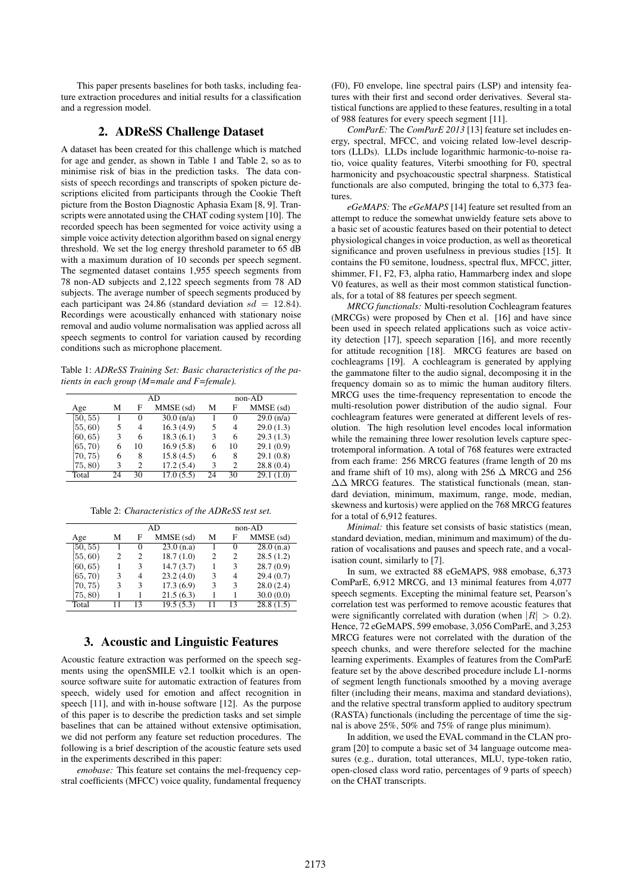This paper presents baselines for both tasks, including feature extraction procedures and initial results for a classification and a regression model.

## 2. ADReSS Challenge Dataset

A dataset has been created for this challenge which is matched for age and gender, as shown in Table 1 and Table 2, so as to minimise risk of bias in the prediction tasks. The data consists of speech recordings and transcripts of spoken picture descriptions elicited from participants through the Cookie Theft picture from the Boston Diagnostic Aphasia Exam [8, 9]. Transcripts were annotated using the CHAT coding system [10]. The recorded speech has been segmented for voice activity using a simple voice activity detection algorithm based on signal energy threshold. We set the log energy threshold parameter to 65 dB with a maximum duration of 10 seconds per speech segment. The segmented dataset contains 1,955 speech segments from 78 non-AD subjects and 2,122 speech segments from 78 AD subjects. The average number of speech segments produced by each participant was 24.86 (standard deviation $sd = 12.84$). Recordings were acoustically enhanced with stationary noise removal and audio volume normalisation was applied across all speech segments to control for variation caused by recording conditions such as microphone placement.

Table 1: *ADReSS Training Set: Basic characteristics of the patients in each group (M=male and F=female).*

| | AD | | | non-AD | | |
|---|---|---|---|---|---|---|
| Age | M | F | MMSE (sd) | M | F | MMSE (sd) |
| [50, 55) | 1 | 0 | 30.0 (n/a) | 1 | 0 | 29.0 (n/a) |
| [55, 60) | 5 | 4 | 16.3 (4.9) | 5 | 4 | 29.0 (1.3) |
| [60, 65) | 3 | 6 | 18.3 (6.1) | 3 | 6 | 29.3 (1.3) |
| [65, 70) | 6 | 10 | 16.9 (5.8) | 6 | 10 | 29.1 (0.9) |
| [70, 75) | 6 | 8 | 15.8 (4.5) | 6 | 8 | 29.1 (0.8) |
| [75, 80) | 3 | 2 | 17.2 (5.4) | 3 | 2 | 28.8 (0.4) |
| Total | 24 | 30 | 17.0 (5.5) | 24 | 30 | 29.1 (1.0) |

Table 2: *Characteristics of the ADReSS test set.*

| | AD | | | non-AD | | |
|---|---|---|---|---|---|---|
| Age | M | F | MMSE (sd) | M | F | MMSE (sd) |
| [50, 55) | 1 | 0 | 23.0 (n.a) | 1 | 0 | 28.0 (n.a) |
| [55, 60) | 2 | 2 | 18.7 (1.0) | 2 | 2 | 28.5 (1.2) |
| [60, 65) | 1 | 3 | 14.7 (3.7) | 1 | 3 | 28.7 (0.9) |
| [65, 70) | 3 | 4 | 23.2 (4.0) | 3 | 4 | 29.4 (0.7) |
| [70, 75) | 3 | 3 | 17.3 (6.9) | 3 | 3 | 28.0 (2.4) |
| [75, 80) | 1 | 1 | 21.5 (6.3) | 1 | 1 | 30.0 (0.0) |
| Total | 11 | 13 | 19.5 (5.3) | 11 | 13 | 28.8 (1.5) |

## 3. Acoustic and Linguistic Features

Acoustic feature extraction was performed on the speech segments using the openSMILE v2.1 toolkit which is an open-source software suite for automatic extraction of features from speech, widely used for emotion and affect recognition in speech [11], and with in-house software [12]. As the purpose of this paper is to describe the prediction tasks and set simple baselines that can be attained without extensive optimisation, we did not perform any feature set reduction procedures. The following is a brief description of the acoustic feature sets used in the experiments described in this paper:

*emobase:* This feature set contains the mel-frequency cepstral coefficients (MFCC) voice quality, fundamental frequency (F0), F0 envelope, line spectral pairs (LSP) and intensity features with their first and second order derivatives. Several statistical functions are applied to these features, resulting in a total of 988 features for every speech segment [11].

*ComParE:* The *ComParE 2013* [13] feature set includes energy, spectral, MFCC, and voicing related low-level descriptors (LLDs). LLDs include logarithmic harmonic-to-noise ratio, voice quality features, Viterbi smoothing for F0, spectral harmonicity and psychoacoustic spectral sharpness. Statistical functionals are also computed, bringing the total to 6,373 features.

*eGeMAPS:* The *eGeMAPS* [14] feature set resulted from an attempt to reduce the somewhat unwieldy feature sets above to a basic set of acoustic features based on their potential to detect physiological changes in voice production, as well as theoretical significance and proven usefulness in previous studies [15]. It contains the F0 semitone, loudness, spectral flux, MFCC, jitter, shimmer, F1, F2, F3, alpha ratio, Hammarberg index and slope V0 features, as well as their most common statistical functionals, for a total of 88 features per speech segment.

*MRCG functionals:* Multi-resolution Cochleagram features (MRCGs) were proposed by Chen et al. [16] and have since been used in speech related applications such as voice activity detection [17], speech separation [16], and more recently for attitude recognition [18]. MRCG features are based on cochleagrams [19]. A cochleagram is generated by applying the gammatone filter to the audio signal, decomposing it in the frequency domain so as to mimic the human auditory filters. MRCG uses the time-frequency representation to encode the multi-resolution power distribution of the audio signal. Four cochleagram features were generated at different levels of resolution. The high resolution level encodes local information while the remaining three lower resolution levels capture spectrotemporal information. A total of 768 features were extracted from each frame: 256 MRCG features (frame length of 20 ms and frame shift of 10 ms), along with 256 $\Delta$ MRCG and 256 $\Delta\Delta$ MRCG features. The statistical functionals (mean, standard deviation, minimum, maximum, range, mode, median, skewness and kurtosis) were applied on the 768 MRCG features for a total of 6,912 features.

*Minimal:* this feature set consists of basic statistics (mean, standard deviation, median, minimum and maximum) of the duration of vocalisations and pauses and speech rate, and a vocalisation count, similarly to [7].

In sum, we extracted 88 eGeMAPS, 988 emobase, 6,373 ComParE, 6,912 MRCG, and 13 minimal features from 4,077 speech segments. Excepting the minimal feature set, Pearson's correlation test was performed to remove acoustic features that were significantly correlated with duration (when $|R| > 0.2$). Hence, 72 eGeMAPS, 599 emobase, 3,056 ComParE, and 3,253 MRCG features were not correlated with the duration of the speech chunks, and were therefore selected for the machine learning experiments. Examples of features from the ComParE feature set by the above described procedure include L1-norms of segment length functionals smoothed by a moving average filter (including their means, maxima and standard deviations), and the relative spectral transform applied to auditory spectrum (RASTA) functionals (including the percentage of time the signal is above 25%, 50% and 75% of range plus minimum).

In addition, we used the EVAL command in the CLAN program [20] to compute a basic set of 34 language outcome measures (e.g., duration, total utterances, MLU, type-token ratio, open-closed class word ratio, percentages of 9 parts of speech) on the CHAT transcripts.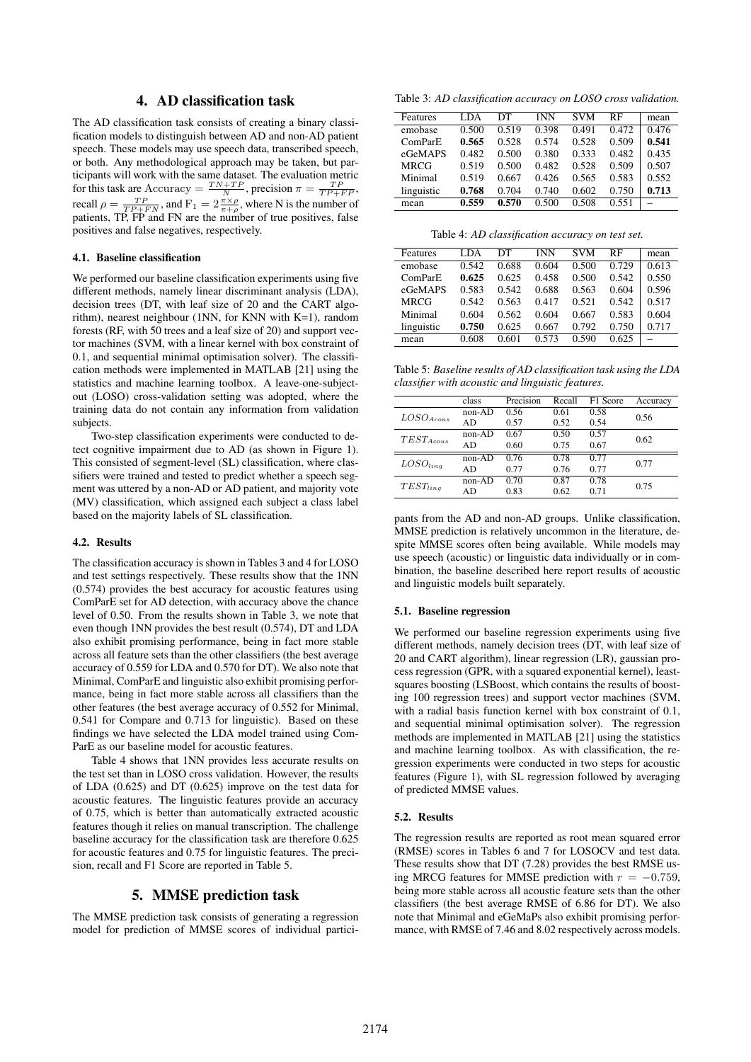## 4. AD classification task

The AD classification task consists of creating a binary classification models to distinguish between AD and non-AD patient speech. These models may use speech data, transcribed speech, or both. Any methodological approach may be taken, but participants will work with the same dataset. The evaluation metric for this task are $\text{Accuracy} = \frac{TN+TP}{N}$, precision $\pi = \frac{TP}{TP+FP}$, recall $\rho = \frac{TP}{TP+FN}$, and $\text{F}_1 = 2\frac{\pi \times \rho}{\pi + \rho}$, where N is the number of patients, TP, FP and FN are the number of true positives, false positives and false negatives, respectively.

### 4.1. Baseline classification

We performed our baseline classification experiments using five different methods, namely linear discriminant analysis (LDA), decision trees (DT, with leaf size of 20 and the CART algorithm), nearest neighbour (1NN, for KNN with K=1), random forests (RF, with 50 trees and a leaf size of 20) and support vector machines (SVM, with a linear kernel with box constraint of 0.1, and sequential minimal optimisation solver). The classification methods were implemented in MATLAB [21] using the statistics and machine learning toolbox. A leave-one-subject-out (LOSO) cross-validation setting was adopted, where the training data do not contain any information from validation subjects.

Two-step classification experiments were conducted to detect cognitive impairment due to AD (as shown in Figure 1). This consisted of segment-level (SL) classification, where classifiers were trained and tested to predict whether a speech segment was uttered by a non-AD or AD patient, and majority vote (MV) classification, which assigned each subject a class label based on the majority labels of SL classification.

### 4.2. Results

The classification accuracy is shown in Tables 3 and 4 for LOSO and test settings respectively. These results show that the 1NN (0.574) provides the best accuracy for acoustic features using ComParE set for AD detection, with accuracy above the chance level of 0.50. From the results shown in Table 3, we note that even though 1NN provides the best result (0.574), DT and LDA also exhibit promising performance, being in fact more stable across all feature sets than the other classifiers (the best average accuracy of 0.559 for LDA and 0.570 for DT). We also note that Minimal, ComParE and linguistic also exhibit promising performance, being in fact more stable across all classifiers than the other features (the best average accuracy of 0.552 for Minimal, 0.541 for Compare and 0.713 for linguistic). Based on these findings we have selected the LDA model trained using ComParE as our baseline model for acoustic features.

Table 4 shows that 1NN provides less accurate results on the test set than in LOSO cross validation. However, the results of LDA (0.625) and DT (0.625) improve on the test data for acoustic features. The linguistic features provide an accuracy of 0.75, which is better than automatically extracted acoustic features though it relies on manual transcription. The challenge baseline accuracy for the classification task are therefore 0.625 for acoustic features and 0.75 for linguistic features. The precision, recall and F1 Score are reported in Table 5.

Table 3: *AD classification accuracy on LOSO cross validation.*

| Features | LDA | DT | 1NN | SVM | RF | mean |
|---|---|---|---|---|---|---|
| emobase | 0.500 | 0.519 | 0.398 | 0.491 | 0.472 | 0.476 |
| ComParE | **0.565** | 0.528 | 0.574 | 0.528 | 0.509 | **0.541** |
| eGeMAPS | 0.482 | 0.500 | 0.380 | 0.333 | 0.482 | 0.435 |
| MRCG | 0.519 | 0.500 | 0.482 | 0.528 | 0.509 | 0.507 |
| Minimal | 0.519 | 0.667 | 0.426 | 0.565 | 0.583 | 0.552 |
| linguistic | **0.768** | 0.704 | 0.740 | 0.602 | 0.750 | **0.713** |
| mean | **0.559** | **0.570** | 0.500 | 0.508 | 0.551 | – |

Table 4: *AD classification accuracy on test set.*

| Features | LDA | DT | 1NN | SVM | RF | mean |
|---|---|---|---|---|---|---|
| emobase | 0.542 | 0.688 | 0.604 | 0.500 | 0.729 | 0.613 |
| ComParE | **0.625** | 0.625 | 0.458 | 0.500 | 0.542 | 0.550 |
| eGeMAPS | 0.583 | 0.542 | 0.688 | 0.563 | 0.604 | 0.596 |
| MRCG | 0.542 | 0.563 | 0.417 | 0.521 | 0.542 | 0.517 |
| Minimal | 0.604 | 0.562 | 0.604 | 0.667 | 0.583 | 0.604 |
| linguistic | **0.750** | 0.625 | 0.667 | 0.792 | 0.750 | 0.717 |
| mean | 0.608 | 0.601 | 0.573 | 0.590 | 0.625 | – |

Table 5: ***Baseline results of AD classification task using the LDA classifier with acoustic and linguistic features.***

| | class | Precision | Recall | F1 Score | Accuracy |
|---|---|---|---|---|---|
| $LOSO_{Acous}$ | non-AD | 0.56 | 0.61 | 0.58 | 0.56 |
| | AD | 0.57 | 0.52 | 0.54 | |
| $TEST_{Acous}$ | non-AD | 0.67 | 0.50 | 0.57 | 0.62 |
| | AD | 0.60 | 0.75 | 0.67 | |
| $LOSO_{ling}$ | non-AD | 0.76 | 0.78 | 0.77 | 0.77 |
| | AD | 0.77 | 0.76 | 0.77 | |
| $TEST_{ling}$ | non-AD | 0.70 | 0.87 | 0.78 | 0.75 |
| | AD | 0.83 | 0.62 | 0.71 | |

## 5. MMSE prediction task

The MMSE prediction task consists of generating a regression model for prediction of MMSE scores of individual participants from the AD and non-AD groups. Unlike classification, MMSE prediction is relatively uncommon in the literature, despite MMSE scores often being available. While models may use speech (acoustic) or linguistic data individually or in combination, the baseline described here report results of acoustic and linguistic models built separately.

### 5.1. Baseline regression

We performed our baseline regression experiments using five different methods, namely decision trees (DT, with leaf size of 20 and CART algorithm), linear regression (LR), gaussian process regression (GPR, with a squared exponential kernel), least-squares boosting (LSBoost, which contains the results of boosting 100 regression trees) and support vector machines (SVM, with a radial basis function kernel with box constraint of 0.1, and sequential minimal optimisation solver). The regression methods are implemented in MATLAB [21] using the statistics and machine learning toolbox. As with classification, the regression experiments were conducted in two steps for acoustic features (Figure 1), with SL regression followed by averaging of predicted MMSE values.

### 5.2. Results

The regression results are reported as root mean squared error (RMSE) scores in Tables 6 and 7 for LOSOCV and test data. These results show that DT (7.28) provides the best RMSE using MRCG features for MMSE prediction with $r = -0.759$, being more stable across all acoustic feature sets than the other classifiers (the best average RMSE of 6.86 for DT). We also note that Minimal and eGeMaPs also exhibit promising performance, with RMSE of 7.46 and 8.02 respectively across models.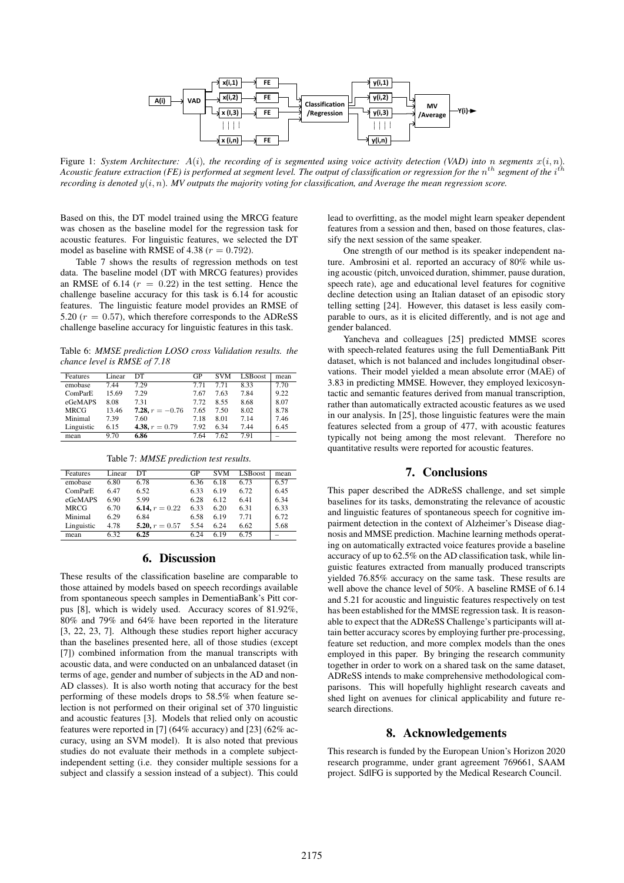Figure 1: *System Architecture: $A(i)$, the recording of is segmented using voice activity detection (VAD) into $n$ segments $x(i,n)$. Acoustic feature extraction (FE) is performed at segment level. The output of classification or regression for the $n^{th}$ segment of the $i^{th}$ recording is denoted $y(i,n)$. MV outputs the majority voting for classification, and Average the mean regression score.*

Based on this, the DT model trained using the MRCG feature was chosen as the baseline model for the regression task for acoustic features. For linguistic features, we selected the DT model as baseline with RMSE of 4.38 ($r = 0.792$).

Table 7 shows the results of regression methods on test data. The baseline model (DT with MRCG features) provides an RMSE of 6.14 ($r = 0.22$) in the test setting. Hence the challenge baseline accuracy for this task is 6.14 for acoustic features. The linguistic feature model provides an RMSE of 5.20 ($r = 0.57$), which therefore corresponds to the ADReSS challenge baseline accuracy for linguistic features in this task.

Table 6: *MMSE prediction LOSO cross Validation results. the chance level is RMSE of 7.18*

| Features | Linear | DT | GP | SVM | LSBoost | mean |
|---|---|---|---|---|---|---|
| emobase | 7.44 | 7.29 | 7.71 | 7.71 | 8.33 | 7.70 |
| ComParE | 15.69 | 7.29 | 7.67 | 7.63 | 7.84 | 9.22 |
| eGeMAPS | 8.08 | 7.31 | 7.72 | 8.55 | 8.68 | 8.07 |
| MRCG | 13.46 | **7.28**, $r = -0.76$ | 7.65 | 7.50 | 8.02 | 8.78 |
| Minimal | 7.39 | 7.60 | 7.18 | 8.01 | 7.14 | 7.46 |
| Linguistic | 6.15 | **4.38**, $r = 0.79$ | 7.92 | 6.34 | 7.44 | 6.45 |
| mean | 9.70 | **6.86** | 7.64 | 7.62 | 7.91 | – |

Table 7: *MMSE prediction test results.*

| Features | Linear | DT | GP | SVM | LSBoost | mean |
|---|---|---|---|---|---|---|
| emobase | 6.80 | 6.78 | 6.36 | 6.18 | 6.73 | 6.57 |
| ComParE | 6.47 | 6.52 | 6.33 | 6.19 | 6.72 | 6.45 |
| eGeMAPS | 6.90 | 5.99 | 6.28 | 6.12 | 6.41 | 6.34 |
| MRCG | 6.70 | **6.14**, $r = 0.22$ | 6.33 | 6.20 | 6.31 | 6.33 |
| Minimal | 6.29 | 6.84 | 6.58 | 6.19 | 7.71 | 6.72 |
| Linguistic | 4.78 | **5.20**, $r = 0.57$ | 5.54 | 6.24 | 6.62 | 5.68 |
| mean | 6.32 | **6.25** | 6.24 | 6.19 | 6.75 | – |

## 6. Discussion

These results of the classification baseline are comparable to those attained by models based on speech recordings available from spontaneous speech samples in DementiaBank's Pitt corpus [8], which is widely used. Accuracy scores of 81.92%, 80% and 79% and 64% have been reported in the literature [3, 22, 23, 7]. Although these studies report higher accuracy than the baselines presented here, all of those studies (except [7]) combined information from the manual transcripts with acoustic data, and were conducted on an unbalanced dataset (in terms of age, gender and number of subjects in the AD and non-AD classes). It is also worth noting that accuracy for the best performing of these models drops to 58.5% when feature selection is not performed on their original set of 370 linguistic and acoustic features [3]. Models that relied only on acoustic features were reported in [7] (64% accuracy) and [23] (62% accuracy, using an SVM model). It is also noted that previous studies do not evaluate their methods in a complete subject-independent setting (i.e. they consider multiple sessions for a subject and classify a session instead of a subject). This could lead to overfitting, as the model might learn speaker dependent features from a session and then, based on those features, classify the next session of the same speaker.

One strength of our method is its speaker independent nature. Ambrosini et al. reported an accuracy of 80% while using acoustic (pitch, unvoiced duration, shimmer, pause duration, speech rate), age and educational level features for cognitive decline detection using an Italian dataset of an episodic story telling setting [24]. However, this dataset is less easily comparable to ours, as it is elicited differently, and is not age and gender balanced.

Yancheva and colleagues [25] predicted MMSE scores with speech-related features using the full DementiaBank Pitt dataset, which is not balanced and includes longitudinal observations. Their model yielded a mean absolute error (MAE) of 3.83 in predicting MMSE. However, they employed lexicosyntactic and semantic features derived from manual transcription, rather than automatically extracted acoustic features as we used in our analysis. In [25], those linguistic features were the main features selected from a group of 477, with acoustic features typically not being among the most relevant. Therefore no quantitative results were reported for acoustic features.

## 7. Conclusions

This paper described the ADReSS challenge, and set simple baselines for its tasks, demonstrating the relevance of acoustic and linguistic features of spontaneous speech for cognitive impairment detection in the context of Alzheimer's Disease diagnosis and MMSE prediction. Machine learning methods operating on automatically extracted voice features provide a baseline accuracy of up to 62.5% on the AD classification task, while linguistic features extracted from manually produced transcripts yielded 76.85% accuracy on the same task. These results are well above the chance level of 50%. A baseline RMSE of 6.14 and 5.21 for acoustic and linguistic features respectively on test has been established for the MMSE regression task. It is reasonable to expect that the ADReSS Challenge's participants will attain better accuracy scores by employing further pre-processing, feature set reduction, and more complex models than the ones employed in this paper. By bringing the research community together in order to work on a shared task on the same dataset, ADReSS intends to make comprehensive methodological comparisons. This will hopefully highlight research caveats and shed light on avenues for clinical applicability and future research directions.

## 8. Acknowledgements

This research is funded by the European Union's Horizon 2020 research programme, under grant agreement 769661, SAAM project. SdlFG is supported by the Medical Research Council.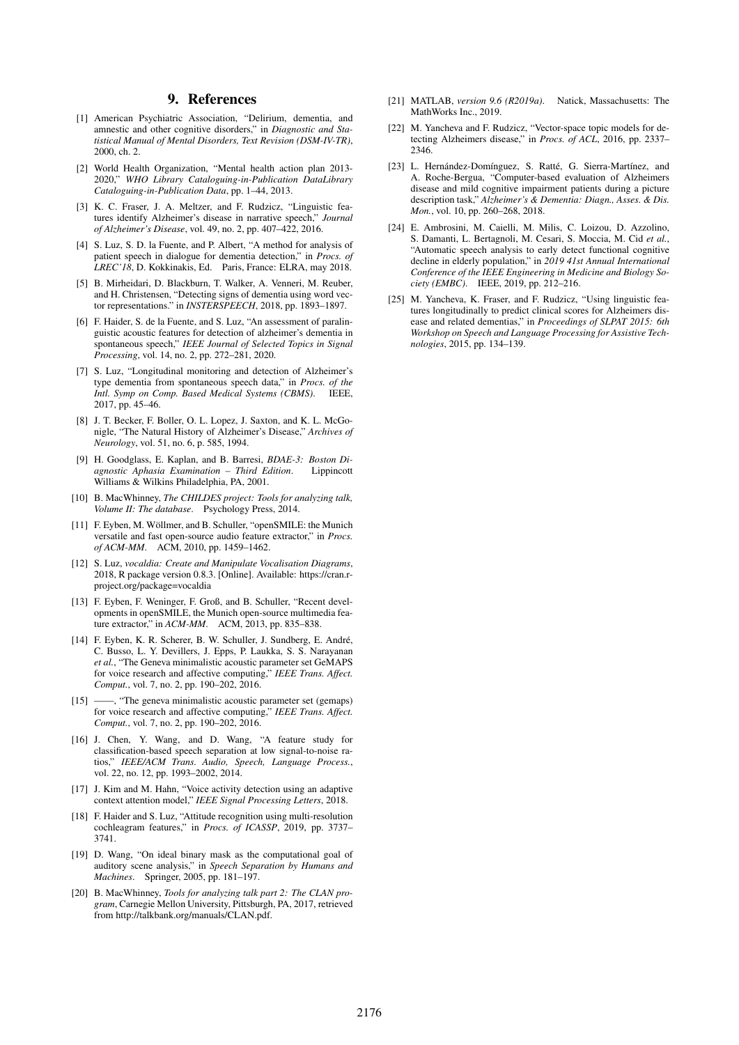## 9. References

[1] American Psychiatric Association, "Delirium, dementia, and amnestic and other cognitive disorders," in *Diagnostic and Statistical Manual of Mental Disorders, Text Revision (DSM-IV-TR)*, 2000, ch. 2.

[2] World Health Organization, "Mental health action plan 2013-2020," *WHO Library Cataloguing-in-Publication DataLibrary Cataloguing-in-Publication Data*, pp. 1–44, 2013.

[3] K. C. Fraser, J. A. Meltzer, and F. Rudzicz, "Linguistic features identify Alzheimer's disease in narrative speech," *Journal of Alzheimer's Disease*, vol. 49, no. 2, pp. 407–422, 2016.

[4] S. Luz, S. D. la Fuente, and P. Albert, "A method for analysis of patient speech in dialogue for dementia detection," in *Procs. of LREC'18*, D. Kokkinakis, Ed. Paris, France: ELRA, may 2018.

[5] B. Mirheidari, D. Blackburn, T. Walker, A. Venneri, M. Reuber, and H. Christensen, "Detecting signs of dementia using word vector representations." in *INSTERSPEECH*, 2018, pp. 1893–1897.

[6] F. Haider, S. de la Fuente, and S. Luz, "An assessment of paralinguistic acoustic features for detection of alzheimer's dementia in spontaneous speech," *IEEE Journal of Selected Topics in Signal Processing*, vol. 14, no. 2, pp. 272–281, 2020.

[7] S. Luz, "Longitudinal monitoring and detection of Alzheimer's type dementia from spontaneous speech data," in *Procs. of the Intl. Symp on Comp. Based Medical Systems (CBMS)*. IEEE, 2017, pp. 45–46.

[8] J. T. Becker, F. Boller, O. L. Lopez, J. Saxton, and K. L. McGonigle, "The Natural History of Alzheimer's Disease," *Archives of Neurology*, vol. 51, no. 6, p. 585, 1994.

[9] H. Goodglass, E. Kaplan, and B. Barresi, *BDAE-3: Boston Diagnostic Aphasia Examination – Third Edition*. Lippincott Williams & Wilkins Philadelphia, PA, 2001.

[10] B. MacWhinney, *The CHILDES project: Tools for analyzing talk, Volume II: The database*. Psychology Press, 2014.

[11] F. Eyben, M. Wöllmer, and B. Schuller, "openSMILE: the Munich versatile and fast open-source audio feature extractor," in *Procs. of ACM-MM*. ACM, 2010, pp. 1459–1462.

[12] S. Luz, *vocaldia: Create and Manipulate Vocalisation Diagrams*, 2018, R package version 0.8.3. [Online]. Available: https://cran.r-project.org/package=vocaldia

[13] F. Eyben, F. Weninger, F. Groß, and B. Schuller, "Recent developments in openSMILE, the Munich open-source multimedia feature extractor," in *ACM-MM*. ACM, 2013, pp. 835–838.

[14] F. Eyben, K. R. Scherer, B. W. Schuller, J. Sundberg, E. André, C. Busso, L. Y. Devillers, J. Epps, P. Laukka, S. S. Narayanan *et al.*, "The Geneva minimalistic acoustic parameter set GeMAPS for voice research and affective computing," *IEEE Trans. Affect. Comput.*, vol. 7, no. 2, pp. 190–202, 2016.

[15] ——, "The geneva minimalistic acoustic parameter set (gemaps) for voice research and affective computing," *IEEE Trans. Affect. Comput.*, vol. 7, no. 2, pp. 190–202, 2016.

[16] J. Chen, Y. Wang, and D. Wang, "A feature study for classification-based speech separation at low signal-to-noise ratios," *IEEE/ACM Trans. Audio, Speech, Language Process.*, vol. 22, no. 12, pp. 1993–2002, 2014.

[17] J. Kim and M. Hahn, "Voice activity detection using an adaptive context attention model," *IEEE Signal Processing Letters*, 2018.

[18] F. Haider and S. Luz, "Attitude recognition using multi-resolution cochleagram features," in *Procs. of ICASSP*, 2019, pp. 3737–3741.

[19] D. Wang, "On ideal binary mask as the computational goal of auditory scene analysis," in *Speech Separation by Humans and Machines*. Springer, 2005, pp. 181–197.

[20] B. MacWhinney, *Tools for analyzing talk part 2: The CLAN program*, Carnegie Mellon University, Pittsburgh, PA, 2017, retrieved from http://talkbank.org/manuals/CLAN.pdf.

[21] MATLAB, *version 9.6 (R2019a)*. Natick, Massachusetts: The MathWorks Inc., 2019.

[22] M. Yancheva and F. Rudzicz, "Vector-space topic models for detecting Alzheimers disease," in *Procs. of ACL*, 2016, pp. 2337–2346.

[23] L. Hernández-Domínguez, S. Ratté, G. Sierra-Martínez, and A. Roche-Bergua, "Computer-based evaluation of Alzheimers disease and mild cognitive impairment patients during a picture description task," *Alzheimer's & Dementia: Diagn., Asses. & Dis. Mon.*, vol. 10, pp. 260–268, 2018.

[24] E. Ambrosini, M. Caielli, M. Milis, C. Loizou, D. Azzolino, S. Damanti, L. Bertagnoli, M. Cesari, S. Moccia, M. Cid *et al.*, "Automatic speech analysis to early detect functional cognitive decline in elderly population," in *2019 41st Annual International Conference of the IEEE Engineering in Medicine and Biology Society (EMBC)*. IEEE, 2019, pp. 212–216.

[25] M. Yancheva, K. Fraser, and F. Rudzicz, "Using linguistic features longitudinally to predict clinical scores for Alzheimers disease and related dementias," in *Proceedings of SLPAT 2015: 6th Workshop on Speech and Language Processing for Assistive Technologies*, 2015, pp. 134–139.